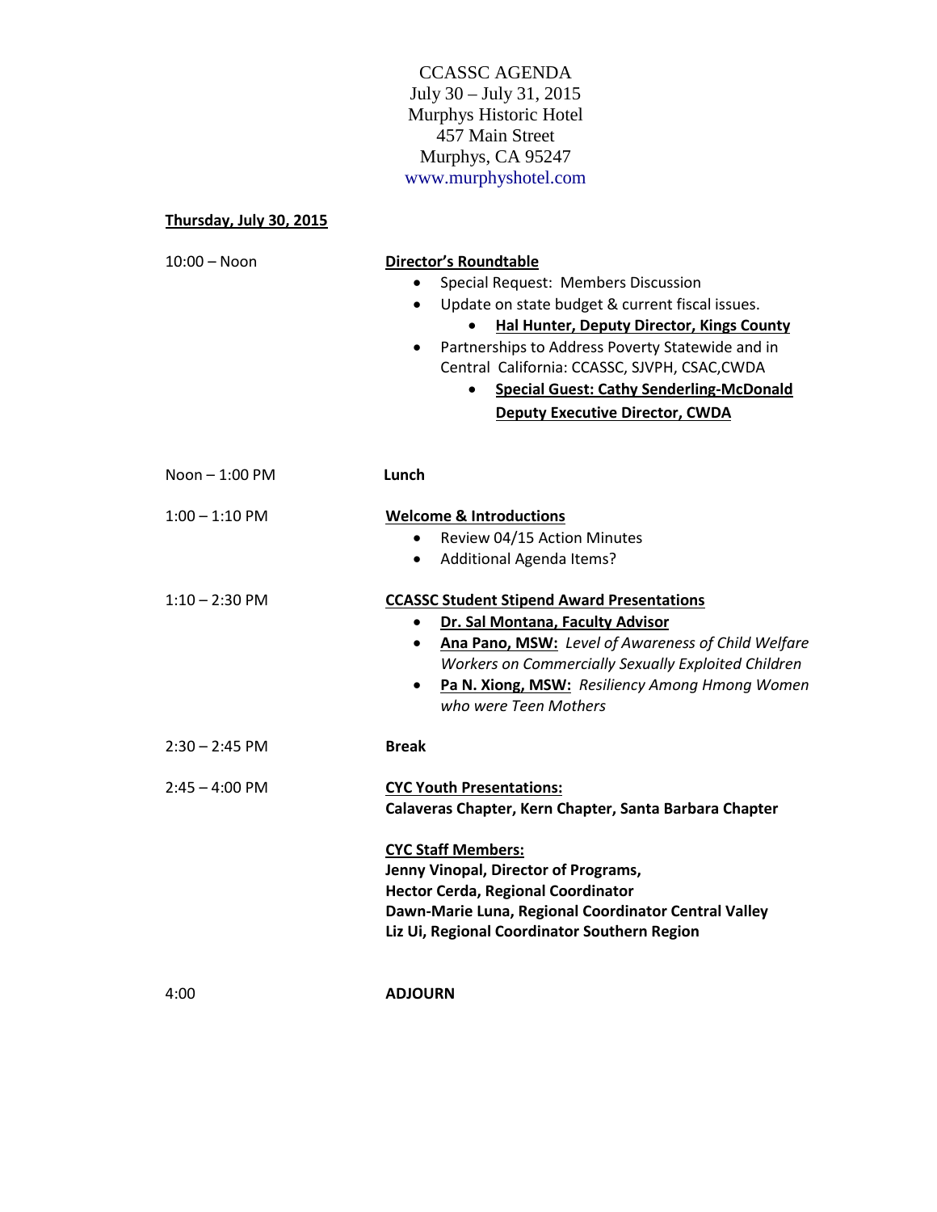CCASSC AGENDA
July 30 – July 31, 2015
Murphys Historic Hotel
457 Main Street
Murphys, CA 95247
www.murphyshotel.com

**Thursday, July 30, 2015**

10:00 – Noon

**Director's Roundtable**

- Special Request: Members Discussion
- Update on state budget & current fiscal issues.
    - **Hal Hunter, Deputy Director, Kings County**
- Partnerships to Address Poverty Statewide and in Central California: CCASSC, SJVPH, CSAC,CWDA
    - **Special Guest: Cathy Senderling-McDonald Deputy Executive Director, CWDA**

Noon – 1:00 PM

**Lunch**

1:00 – 1:10 PM

**Welcome & Introductions**

- Review 04/15 Action Minutes
- Additional Agenda Items?

1:10 – 2:30 PM

**CCASSC Student Stipend Award Presentations**

- **Dr. Sal Montana, Faculty Advisor**
- **Ana Pano, MSW:** *Level of Awareness of Child Welfare Workers on Commercially Sexually Exploited Children*
- **Pa N. Xiong, MSW:** *Resiliency Among Hmong Women who were Teen Mothers*

2:30 – 2:45 PM

**Break**

2:45 – 4:00 PM

**CYC Youth Presentations:**
**Calaveras Chapter, Kern Chapter, Santa Barbara Chapter**

**CYC Staff Members:**
**Jenny Vinopal, Director of Programs,**
**Hector Cerda, Regional Coordinator**
**Dawn-Marie Luna, Regional Coordinator Central Valley**
**Liz Ui, Regional Coordinator Southern Region**

4:00

**ADJOURN**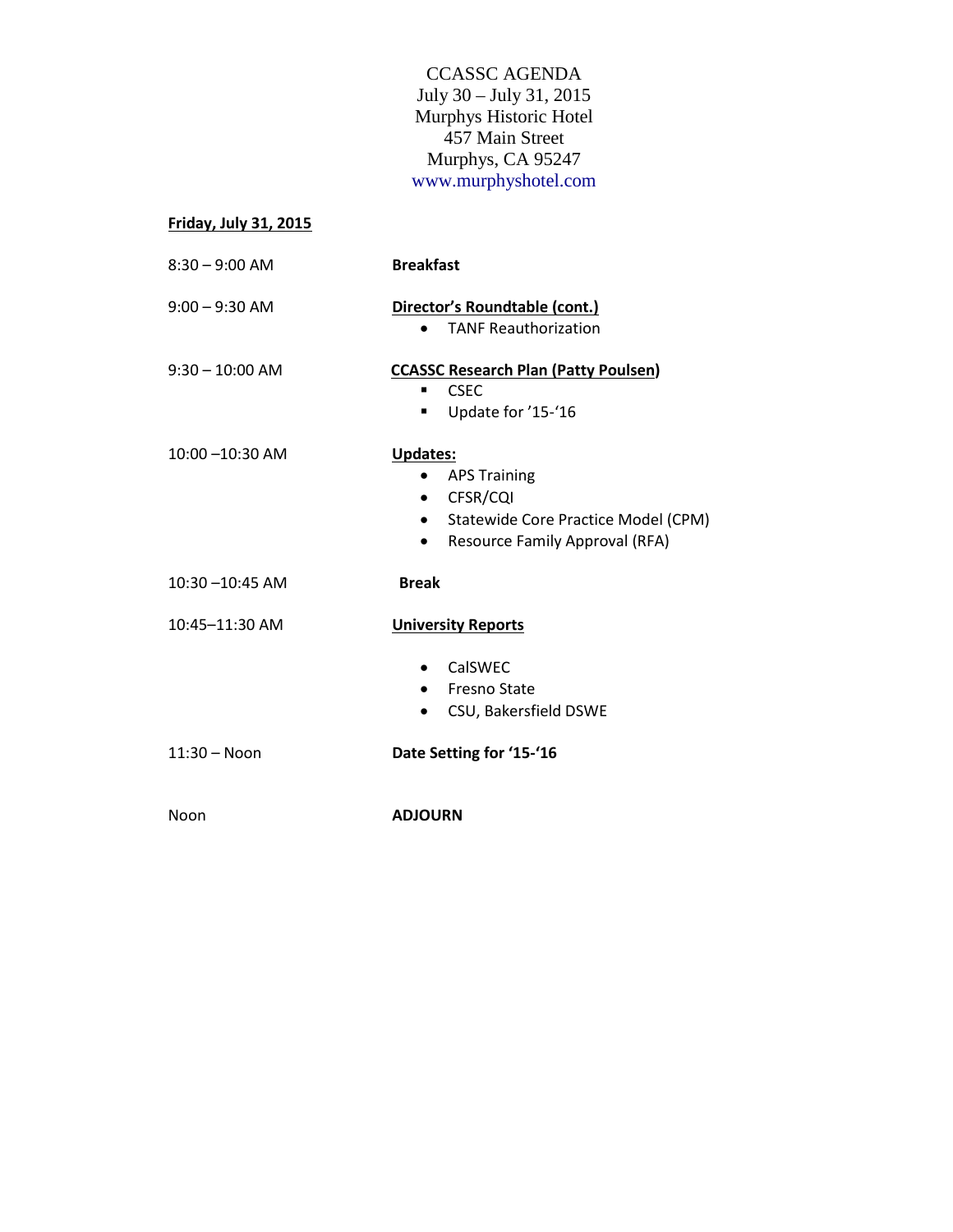CCASSC AGENDA
July 30 – July 31, 2015
Murphys Historic Hotel
457 Main Street
Murphys, CA 95247
www.murphyshotel.com

**Friday, July 31, 2015**

| | |
|---|---|
| 8:30 – 9:00 AM | **Breakfast** |
| 9:00 – 9:30 AM | **Director's Roundtable (cont.)**<br>• TANF Reauthorization |
| 9:30 – 10:00 AM | **CCASSC Research Plan (Patty Poulsen)**<br>▪ CSEC<br>▪ Update for '15-'16 |
| 10:00 –10:30 AM | **Updates:**<br>• APS Training<br>• CFSR/CQI<br>• Statewide Core Practice Model (CPM)<br>• Resource Family Approval (RFA) |
| 10:30 –10:45 AM | **Break** |
| 10:45–11:30 AM | **University Reports**<br>• CalSWEC<br>• Fresno State<br>• CSU, Bakersfield DSWE |
| 11:30 – Noon | **Date Setting for '15-'16** |
| Noon | **ADJOURN** |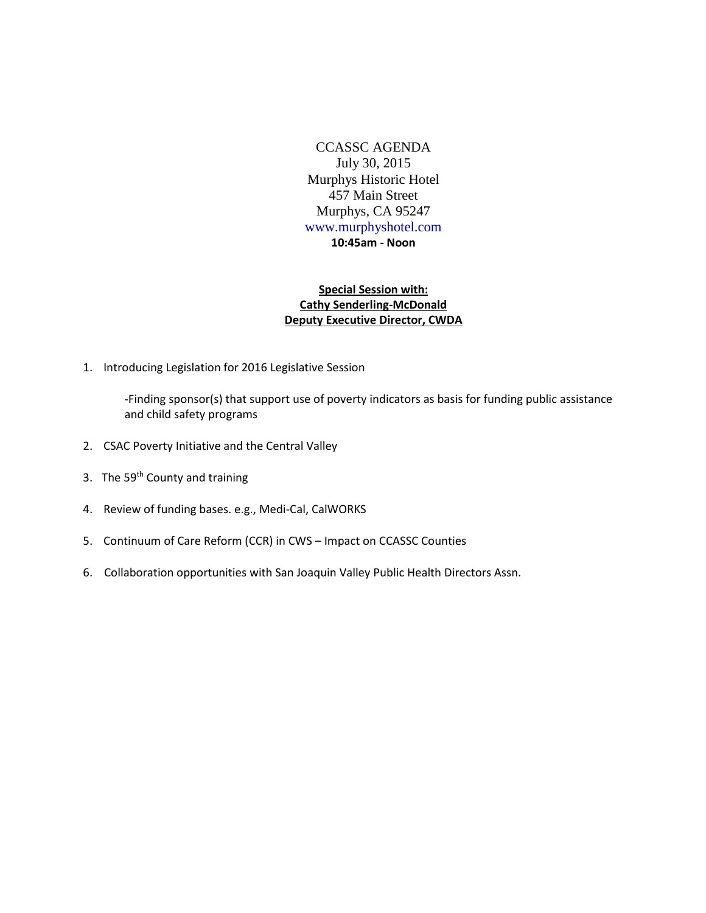CCASSC AGENDA
July 30, 2015
Murphys Historic Hotel
457 Main Street
Murphys, CA 95247
www.murphyshotel.com
**10:45am - Noon**

**Special Session with:**
**Cathy Senderling-McDonald**
**Deputy Executive Director, CWDA**

1. Introducing Legislation for 2016 Legislative Session

   -Finding sponsor(s) that support use of poverty indicators as basis for funding public assistance and child safety programs

2. CSAC Poverty Initiative and the Central Valley
3. The 59th County and training
4. Review of funding bases. e.g., Medi-Cal, CalWORKS
5. Continuum of Care Reform (CCR) in CWS – Impact on CCASSC Counties
6. Collaboration opportunities with San Joaquin Valley Public Health Directors Assn.